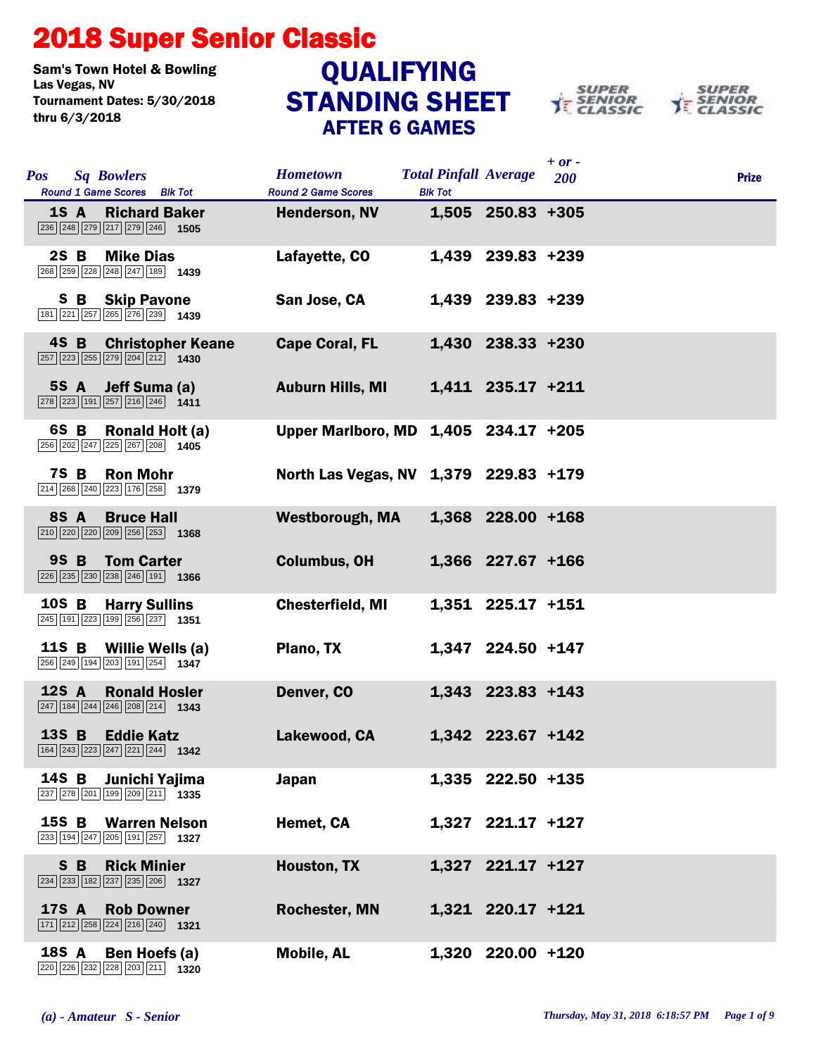# 2018 Super Senior Classic

**Sam's Town Hotel & Bowling**
**Las Vegas, NV**
**Tournament Dates: 5/30/2018 thru 6/3/2018**

## QUALIFYING STANDING SHEET
### AFTER 6 GAMES

| Pos | Sq | Bowlers | Round 1 Game Scores | Blk Tot | Hometown | Total Pinfall | Average | + or - 200 | Prize |
|---|---|---|---|---|---|---|---|---|---|
| 1S | A | Richard Baker | 236 248 279 217 279 246 | 1505 | Henderson, NV | 1,505 | 250.83 | +305 | |
| 2S | B | Mike Dias | 268 259 228 248 247 189 | 1439 | Lafayette, CO | 1,439 | 239.83 | +239 | |
| S | B | Skip Pavone | 181 221 257 265 276 239 | 1439 | San Jose, CA | 1,439 | 239.83 | +239 | |
| 4S | B | Christopher Keane | 257 223 255 279 204 212 | 1430 | Cape Coral, FL | 1,430 | 238.33 | +230 | |
| 5S | A | Jeff Suma (a) | 278 223 191 257 216 246 | 1411 | Auburn Hills, MI | 1,411 | 235.17 | +211 | |
| 6S | B | Ronald Holt (a) | 256 202 247 225 267 208 | 1405 | Upper Marlboro, MD | 1,405 | 234.17 | +205 | |
| 7S | B | Ron Mohr | 214 268 240 223 176 258 | 1379 | North Las Vegas, NV | 1,379 | 229.83 | +179 | |
| 8S | A | Bruce Hall | 210 220 220 209 256 253 | 1368 | Westborough, MA | 1,368 | 228.00 | +168 | |
| 9S | B | Tom Carter | 226 235 230 238 246 191 | 1366 | Columbus, OH | 1,366 | 227.67 | +166 | |
| 10S | B | Harry Sullins | 245 191 223 199 256 237 | 1351 | Chesterfield, MI | 1,351 | 225.17 | +151 | |
| 11S | B | Willie Wells (a) | 256 249 194 203 191 254 | 1347 | Plano, TX | 1,347 | 224.50 | +147 | |
| 12S | A | Ronald Hosler | 247 184 244 246 208 214 | 1343 | Denver, CO | 1,343 | 223.83 | +143 | |
| 13S | B | Eddie Katz | 164 243 223 247 221 244 | 1342 | Lakewood, CA | 1,342 | 223.67 | +142 | |
| 14S | B | Junichi Yajima | 237 278 201 199 209 211 | 1335 | Japan | 1,335 | 222.50 | +135 | |
| 15S | B | Warren Nelson | 233 194 247 205 191 257 | 1327 | Hemet, CA | 1,327 | 221.17 | +127 | |
| S | B | Rick Minier | 234 233 182 237 235 206 | 1327 | Houston, TX | 1,327 | 221.17 | +127 | |
| 17S | A | Rob Downer | 171 212 258 224 216 240 | 1321 | Rochester, MN | 1,321 | 220.17 | +121 | |
| 18S | A | Ben Hoefs (a) | 220 226 232 228 203 211 | 1320 | Mobile, AL | 1,320 | 220.00 | +120 | |

*(a) - Amateur S - Senior*

*Thursday, May 31, 2018 6:18:57 PM*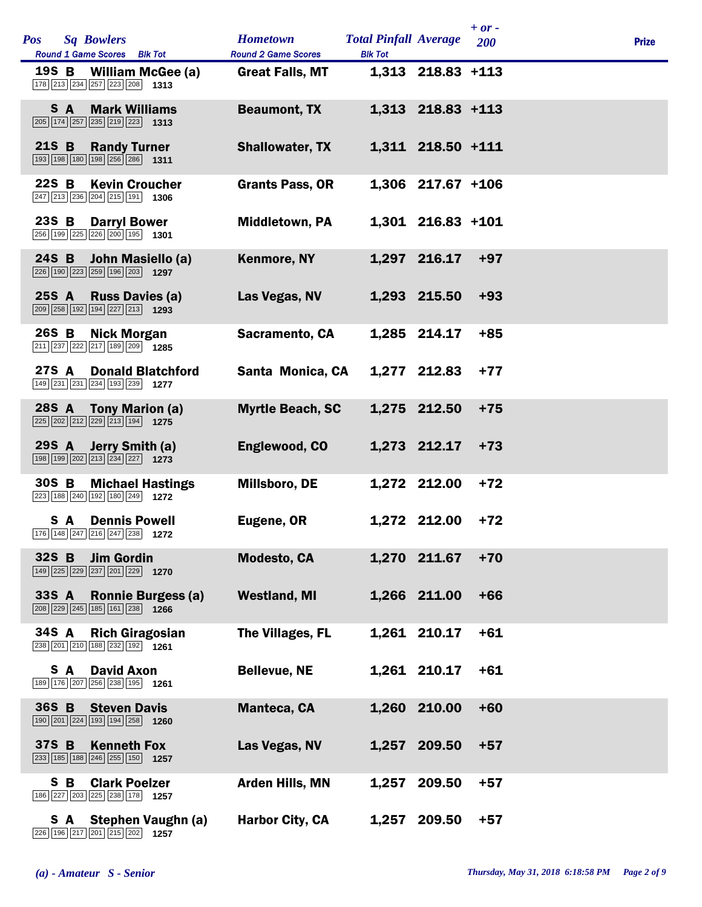| Pos | Sq | Bowlers | Round 1 Game Scores | Blk Tot | Hometown | Total Pinfall | Average | + or - 200 | Prize |
|---|---|---|---|---|---|---|---|---|---|
| 19S | B | William McGee (a) | 178 213 234 257 223 208 | 1313 | Great Falls, MT | 1,313 | 218.83 | +113 | |
| S | A | Mark Williams | 205 174 257 235 219 223 | 1313 | Beaumont, TX | 1,313 | 218.83 | +113 | |
| 21S | B | Randy Turner | 193 198 180 198 256 286 | 1311 | Shallowater, TX | 1,311 | 218.50 | +111 | |
| 22S | B | Kevin Croucher | 247 213 236 204 215 191 | 1306 | Grants Pass, OR | 1,306 | 217.67 | +106 | |
| 23S | B | Darryl Bower | 256 199 225 226 200 195 | 1301 | Middletown, PA | 1,301 | 216.83 | +101 | |
| 24S | B | John Masiello (a) | 226 190 223 259 196 203 | 1297 | Kenmore, NY | 1,297 | 216.17 | +97 | |
| 25S | A | Russ Davies (a) | 209 258 192 194 227 213 | 1293 | Las Vegas, NV | 1,293 | 215.50 | +93 | |
| 26S | B | Nick Morgan | 211 237 222 217 189 209 | 1285 | Sacramento, CA | 1,285 | 214.17 | +85 | |
| 27S | A | Donald Blatchford | 149 231 231 234 193 239 | 1277 | Santa Monica, CA | 1,277 | 212.83 | +77 | |
| 28S | A | Tony Marion (a) | 225 202 212 229 213 194 | 1275 | Myrtle Beach, SC | 1,275 | 212.50 | +75 | |
| 29S | A | Jerry Smith (a) | 198 199 202 213 234 227 | 1273 | Englewood, CO | 1,273 | 212.17 | +73 | |
| 30S | B | Michael Hastings | 223 188 240 192 180 249 | 1272 | Millsboro, DE | 1,272 | 212.00 | +72 | |
| S | A | Dennis Powell | 176 148 247 216 247 238 | 1272 | Eugene, OR | 1,272 | 212.00 | +72 | |
| 32S | B | Jim Gordin | 149 225 229 237 201 229 | 1270 | Modesto, CA | 1,270 | 211.67 | +70 | |
| 33S | A | Ronnie Burgess (a) | 208 229 245 185 161 238 | 1266 | Westland, MI | 1,266 | 211.00 | +66 | |
| 34S | A | Rich Giragosian | 238 201 210 188 232 192 | 1261 | The Villages, FL | 1,261 | 210.17 | +61 | |
| S | A | David Axon | 189 176 207 256 238 195 | 1261 | Bellevue, NE | 1,261 | 210.17 | +61 | |
| 36S | B | Steven Davis | 190 201 224 193 194 258 | 1260 | Manteca, CA | 1,260 | 210.00 | +60 | |
| 37S | B | Kenneth Fox | 233 185 188 246 255 150 | 1257 | Las Vegas, NV | 1,257 | 209.50 | +57 | |
| S | B | Clark Poelzer | 186 227 203 225 238 178 | 1257 | Arden Hills, MN | 1,257 | 209.50 | +57 | |
| S | A | Stephen Vaughn (a) | 226 196 217 201 215 202 | 1257 | Harbor City, CA | 1,257 | 209.50 | +57 | |

*(a) - Amateur S - Senior*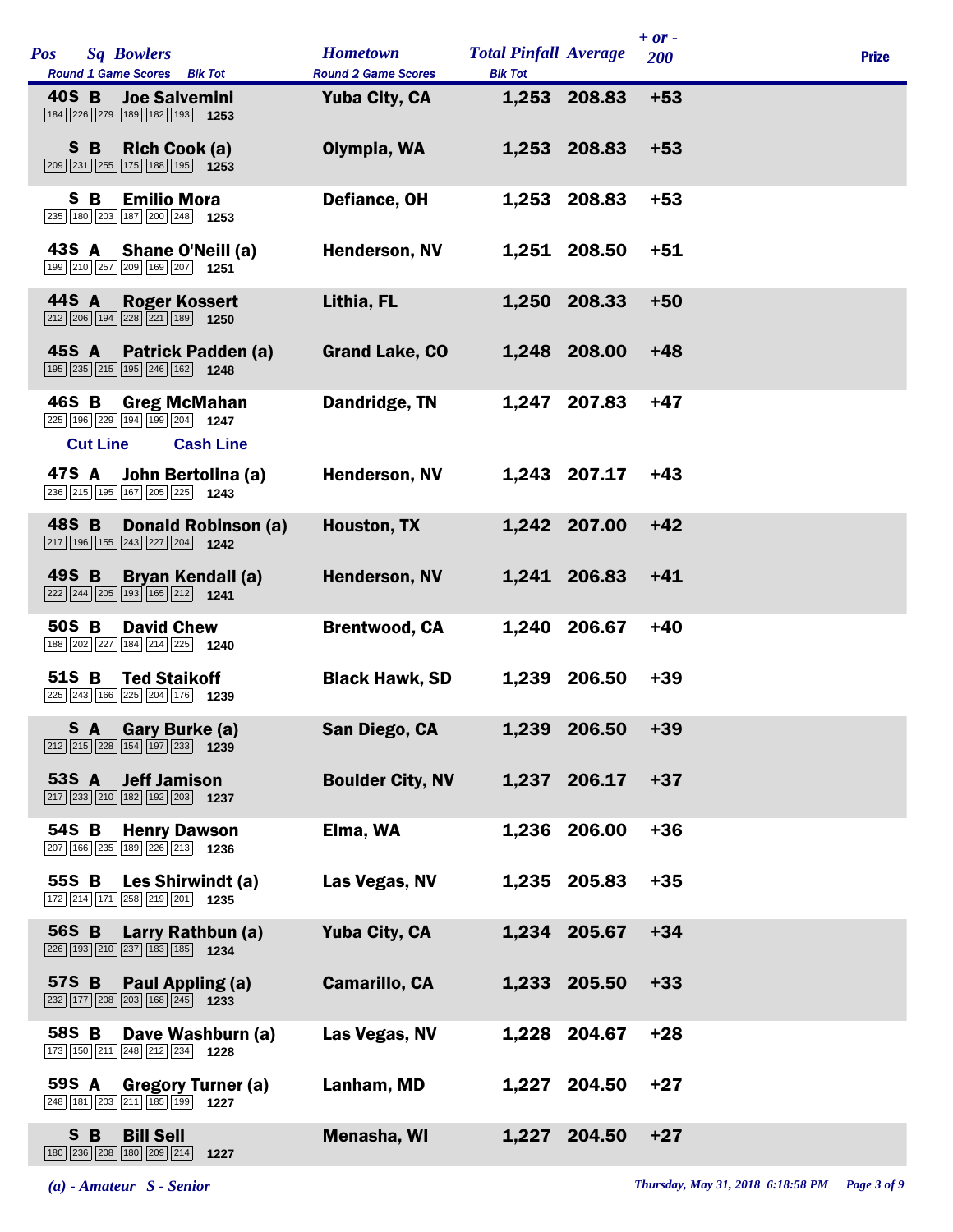| Pos | Sq | Bowlers | Hometown | Total Pinfall | Average | + or - 200 | Prize |
|---|---|---|---|---|---|---|---|
| | | Round 1 Game Scores / Blk Tot | Round 2 Game Scores / Blk Tot | | | | |
| 40S | B | **Joe Salvemini** 184 226 279 189 182 193 1253 | Yuba City, CA | 1,253 | 208.83 | +53 | |
| S | B | **Rich Cook (a)** 209 231 255 175 188 195 1253 | Olympia, WA | 1,253 | 208.83 | +53 | |
| S | B | **Emilio Mora** 235 180 203 187 200 248 1253 | Defiance, OH | 1,253 | 208.83 | +53 | |
| 43S | A | **Shane O'Neill (a)** 199 210 257 209 169 207 1251 | Henderson, NV | 1,251 | 208.50 | +51 | |
| 44S | A | **Roger Kossert** 212 206 194 228 221 189 1250 | Lithia, FL | 1,250 | 208.33 | +50 | |
| 45S | A | **Patrick Padden (a)** 195 235 215 195 246 162 1248 | Grand Lake, CO | 1,248 | 208.00 | +48 | |
| 46S | B | **Greg McMahan** 225 196 229 194 199 204 1247 | Dandridge, TN | 1,247 | 207.83 | +47 | |
| | | **Cut Line** / **Cash Line** | | | | | |
| 47S | A | **John Bertolina (a)** 236 215 195 167 205 225 1243 | Henderson, NV | 1,243 | 207.17 | +43 | |
| 48S | B | **Donald Robinson (a)** 217 196 155 243 227 204 1242 | Houston, TX | 1,242 | 207.00 | +42 | |
| 49S | B | **Bryan Kendall (a)** 222 244 205 193 165 212 1241 | Henderson, NV | 1,241 | 206.83 | +41 | |
| 50S | B | **David Chew** 188 202 227 184 214 225 1240 | Brentwood, CA | 1,240 | 206.67 | +40 | |
| 51S | B | **Ted Staikoff** 225 243 166 225 204 176 1239 | Black Hawk, SD | 1,239 | 206.50 | +39 | |
| S | A | **Gary Burke (a)** 212 215 228 154 197 233 1239 | San Diego, CA | 1,239 | 206.50 | +39 | |
| 53S | A | **Jeff Jamison** 217 233 210 182 192 203 1237 | Boulder City, NV | 1,237 | 206.17 | +37 | |
| 54S | B | **Henry Dawson** 207 166 235 189 226 213 1236 | Elma, WA | 1,236 | 206.00 | +36 | |
| 55S | B | **Les Shirwindt (a)** 172 214 171 258 219 201 1235 | Las Vegas, NV | 1,235 | 205.83 | +35 | |
| 56S | B | **Larry Rathbun (a)** 226 193 210 237 183 185 1234 | Yuba City, CA | 1,234 | 205.67 | +34 | |
| 57S | B | **Paul Appling (a)** 232 177 208 203 168 245 1233 | Camarillo, CA | 1,233 | 205.50 | +33 | |
| 58S | B | **Dave Washburn (a)** 173 150 211 248 212 234 1228 | Las Vegas, NV | 1,228 | 204.67 | +28 | |
| 59S | A | **Gregory Turner (a)** 248 181 203 211 185 199 1227 | Lanham, MD | 1,227 | 204.50 | +27 | |
| S | B | **Bill Sell** 180 236 208 180 209 214 1227 | Menasha, WI | 1,227 | 204.50 | +27 | |

*(a) - Amateur S - Senior*

*Thursday, May 31, 2018 6:18:58 PM*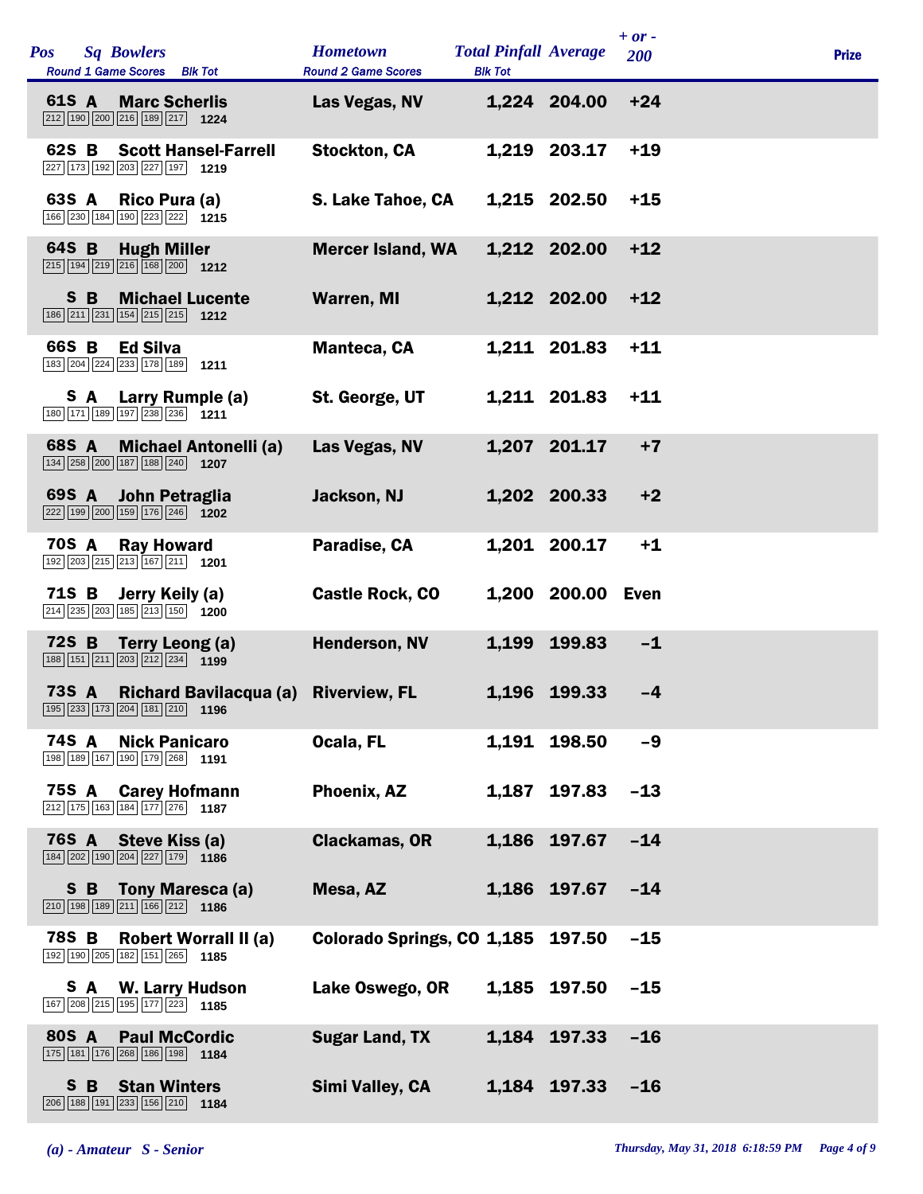| Pos | Sq | Bowlers | Hometown | Total Pinfall | Average | + or - 200 | Prize |
|---|---|---|---|---|---|---|---|
| | | Round 1 Game Scores / Blk Tot | Round 2 Game Scores | Blk Tot | | | |
| 61 | S A | Marc Scherlis<br>212 190 200 216 189 217 1224 | Las Vegas, NV | 1,224 | 204.00 | +24 | |
| 62 | S B | Scott Hansel-Farrell<br>227 173 192 203 227 197 1219 | Stockton, CA | 1,219 | 203.17 | +19 | |
| 63 | S A | Rico Pura (a)<br>166 230 184 190 223 222 1215 | S. Lake Tahoe, CA | 1,215 | 202.50 | +15 | |
| 64 | S B | Hugh Miller<br>215 194 219 216 168 200 1212 | Mercer Island, WA | 1,212 | 202.00 | +12 | |
| | S B | Michael Lucente<br>186 211 231 154 215 215 1212 | Warren, MI | 1,212 | 202.00 | +12 | |
| 66 | S B | Ed Silva<br>183 204 224 233 178 189 1211 | Manteca, CA | 1,211 | 201.83 | +11 | |
| | S A | Larry Rumple (a)<br>180 171 189 197 238 236 1211 | St. George, UT | 1,211 | 201.83 | +11 | |
| 68 | S A | Michael Antonelli (a)<br>134 258 200 187 188 240 1207 | Las Vegas, NV | 1,207 | 201.17 | +7 | |
| 69 | S A | John Petraglia<br>222 199 200 159 176 246 1202 | Jackson, NJ | 1,202 | 200.33 | +2 | |
| 70 | S A | Ray Howard<br>192 203 215 213 167 211 1201 | Paradise, CA | 1,201 | 200.17 | +1 | |
| 71 | S B | Jerry Keily (a)<br>214 235 203 185 213 150 1200 | Castle Rock, CO | 1,200 | 200.00 | Even | |
| 72 | S B | Terry Leong (a)<br>188 151 211 203 212 234 1199 | Henderson, NV | 1,199 | 199.83 | -1 | |
| 73 | S A | Richard Bavilacqua (a)<br>195 233 173 204 181 210 1196 | Riverview, FL | 1,196 | 199.33 | -4 | |
| 74 | S A | Nick Panicaro<br>198 189 167 190 179 268 1191 | Ocala, FL | 1,191 | 198.50 | -9 | |
| 75 | S A | Carey Hofmann<br>212 175 163 184 177 276 1187 | Phoenix, AZ | 1,187 | 197.83 | -13 | |
| 76 | S A | Steve Kiss (a)<br>184 202 190 204 227 179 1186 | Clackamas, OR | 1,186 | 197.67 | -14 | |
| | S B | Tony Maresca (a)<br>210 198 189 211 166 212 1186 | Mesa, AZ | 1,186 | 197.67 | -14 | |
| 78 | S B | Robert Worrall II (a)<br>192 190 205 182 151 265 1185 | Colorado Springs, CO | 1,185 | 197.50 | -15 | |
| | S A | W. Larry Hudson<br>167 208 215 195 177 223 1185 | Lake Oswego, OR | 1,185 | 197.50 | -15 | |
| 80 | S A | Paul McCordic<br>175 181 176 268 186 198 1184 | Sugar Land, TX | 1,184 | 197.33 | -16 | |
| | S B | Stan Winters<br>206 188 191 233 156 210 1184 | Simi Valley, CA | 1,184 | 197.33 | -16 | |

*(a) - Amateur S - Senior*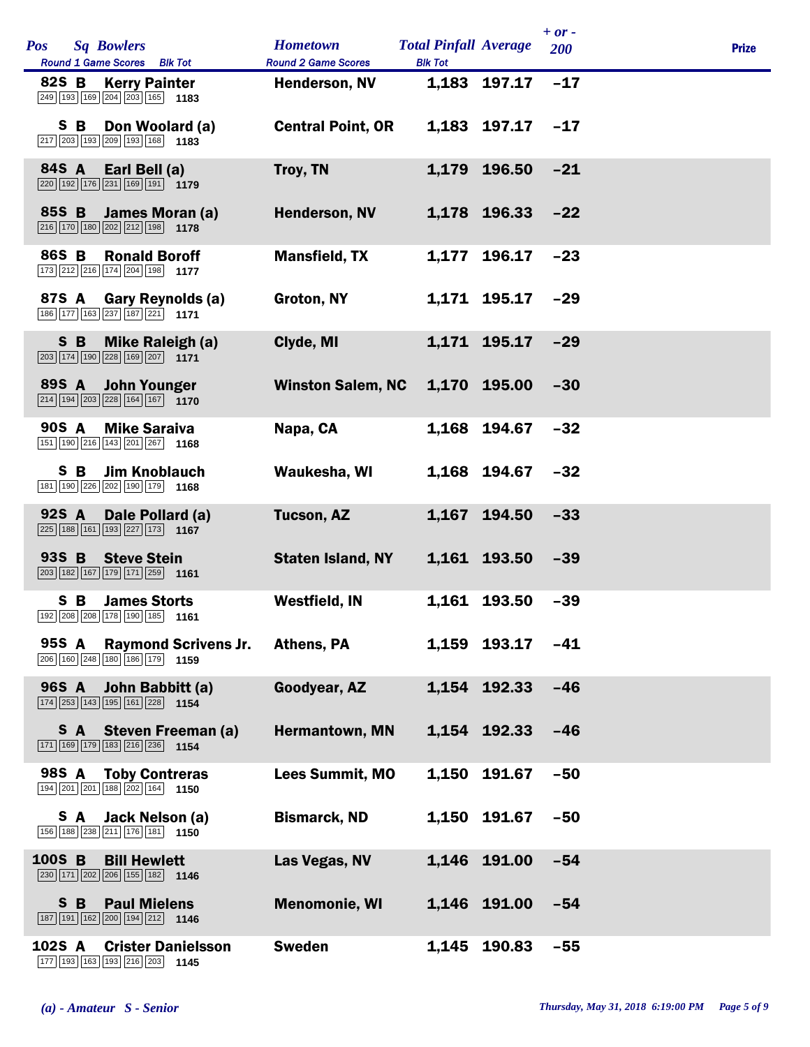| Pos | Sq | Bowlers | Round 1 Game Scores | Blk Tot | Hometown | Total Pinfall | Average | + or - 200 | Prize |
|---|---|---|---|---|---|---|---|---|---|
| 82 | S B | Kerry Painter | 249 193 169 204 203 165 | 1183 | Henderson, NV | 1,183 | 197.17 | -17 | |
| | S B | Don Woolard (a) | 217 203 193 209 193 168 | 1183 | Central Point, OR | 1,183 | 197.17 | -17 | |
| 84 | S A | Earl Bell (a) | 220 192 176 231 169 191 | 1179 | Troy, TN | 1,179 | 196.50 | -21 | |
| 85 | S B | James Moran (a) | 216 170 180 202 212 198 | 1178 | Henderson, NV | 1,178 | 196.33 | -22 | |
| 86 | S B | Ronald Boroff | 173 212 216 174 204 198 | 1177 | Mansfield, TX | 1,177 | 196.17 | -23 | |
| 87 | S A | Gary Reynolds (a) | 186 177 163 237 187 221 | 1171 | Groton, NY | 1,171 | 195.17 | -29 | |
| | S B | Mike Raleigh (a) | 203 174 190 228 169 207 | 1171 | Clyde, MI | 1,171 | 195.17 | -29 | |
| 89 | S A | John Younger | 214 194 203 228 164 167 | 1170 | Winston Salem, NC | 1,170 | 195.00 | -30 | |
| 90 | S A | Mike Saraiva | 151 190 216 143 201 267 | 1168 | Napa, CA | 1,168 | 194.67 | -32 | |
| | S B | Jim Knoblauch | 181 190 226 202 190 179 | 1168 | Waukesha, WI | 1,168 | 194.67 | -32 | |
| 92 | S A | Dale Pollard (a) | 225 188 161 193 227 173 | 1167 | Tucson, AZ | 1,167 | 194.50 | -33 | |
| 93 | S B | Steve Stein | 203 182 167 179 171 259 | 1161 | Staten Island, NY | 1,161 | 193.50 | -39 | |
| | S B | James Storts | 192 208 208 178 190 185 | 1161 | Westfield, IN | 1,161 | 193.50 | -39 | |
| 95 | S A | Raymond Scrivens Jr. | 206 160 248 180 186 179 | 1159 | Athens, PA | 1,159 | 193.17 | -41 | |
| 96 | S A | John Babbitt (a) | 174 253 143 195 161 228 | 1154 | Goodyear, AZ | 1,154 | 192.33 | -46 | |
| | S A | Steven Freeman (a) | 171 169 179 183 216 236 | 1154 | Hermantown, MN | 1,154 | 192.33 | -46 | |
| 98 | S A | Toby Contreras | 194 201 201 188 202 164 | 1150 | Lees Summit, MO | 1,150 | 191.67 | -50 | |
| | S A | Jack Nelson (a) | 156 188 238 211 176 181 | 1150 | Bismarck, ND | 1,150 | 191.67 | -50 | |
| 100 | S B | Bill Hewlett | 230 171 202 206 155 182 | 1146 | Las Vegas, NV | 1,146 | 191.00 | -54 | |
| | S B | Paul Mielens | 187 191 162 200 194 212 | 1146 | Menomonie, WI | 1,146 | 191.00 | -54 | |
| 102 | S A | Crister Danielsson | 177 193 163 193 216 203 | 1145 | Sweden | 1,145 | 190.83 | -55 | |

*(a) - Amateur S - Senior*

*Thursday, May 31, 2018 6:19:00 PM*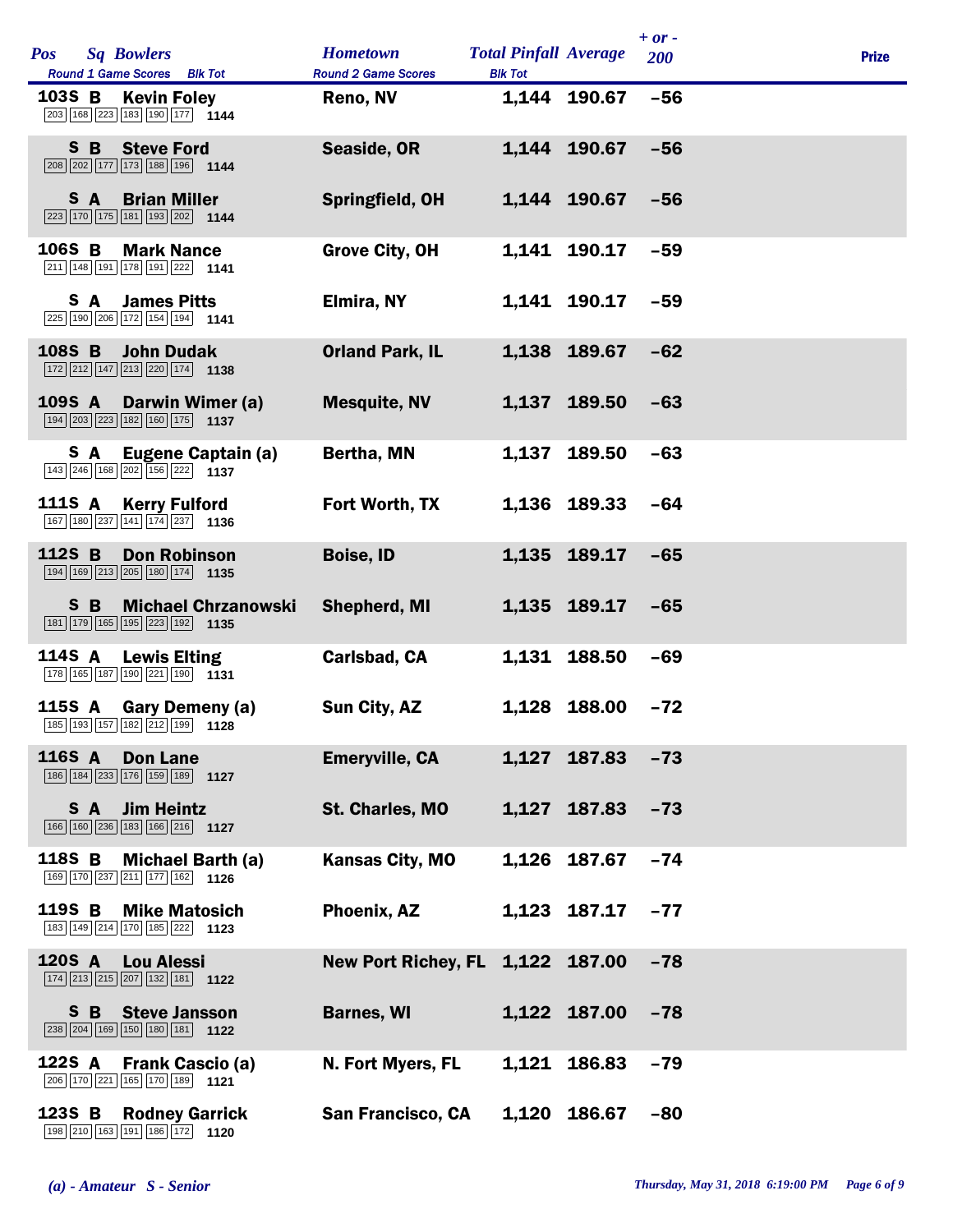| Pos | Sq | Bowlers | Round 1 Game Scores | Blk Tot | Hometown | Total Pinfall | Average | + or - 200 | Prize |
|---|---|---|---|---|---|---|---|---|---|
| 103S | B | Kevin Foley | 203 168 223 183 190 177 | 1144 | Reno, NV | 1,144 | 190.67 | -56 | |
| S | B | Steve Ford | 208 202 177 173 188 196 | 1144 | Seaside, OR | 1,144 | 190.67 | -56 | |
| S | A | Brian Miller | 223 170 175 181 193 202 | 1144 | Springfield, OH | 1,144 | 190.67 | -56 | |
| 106S | B | Mark Nance | 211 148 191 178 191 222 | 1141 | Grove City, OH | 1,141 | 190.17 | -59 | |
| S | A | James Pitts | 225 190 206 172 154 194 | 1141 | Elmira, NY | 1,141 | 190.17 | -59 | |
| 108S | B | John Dudak | 172 212 147 213 220 174 | 1138 | Orland Park, IL | 1,138 | 189.67 | -62 | |
| 109S | A | Darwin Wimer (a) | 194 203 223 182 160 175 | 1137 | Mesquite, NV | 1,137 | 189.50 | -63 | |
| S | A | Eugene Captain (a) | 143 246 168 202 156 222 | 1137 | Bertha, MN | 1,137 | 189.50 | -63 | |
| 111S | A | Kerry Fulford | 167 180 237 141 174 237 | 1136 | Fort Worth, TX | 1,136 | 189.33 | -64 | |
| 112S | B | Don Robinson | 194 169 213 205 180 174 | 1135 | Boise, ID | 1,135 | 189.17 | -65 | |
| S | B | Michael Chrzanowski | 181 179 165 195 223 192 | 1135 | Shepherd, MI | 1,135 | 189.17 | -65 | |
| 114S | A | Lewis Elting | 178 165 187 190 221 190 | 1131 | Carlsbad, CA | 1,131 | 188.50 | -69 | |
| 115S | A | Gary Demeny (a) | 185 193 157 182 212 199 | 1128 | Sun City, AZ | 1,128 | 188.00 | -72 | |
| 116S | A | Don Lane | 186 184 233 176 159 189 | 1127 | Emeryville, CA | 1,127 | 187.83 | -73 | |
| S | A | Jim Heintz | 166 160 236 183 166 216 | 1127 | St. Charles, MO | 1,127 | 187.83 | -73 | |
| 118S | B | Michael Barth (a) | 169 170 237 211 177 162 | 1126 | Kansas City, MO | 1,126 | 187.67 | -74 | |
| 119S | B | Mike Matosich | 183 149 214 170 185 222 | 1123 | Phoenix, AZ | 1,123 | 187.17 | -77 | |
| 120S | A | Lou Alessi | 174 213 215 207 132 181 | 1122 | New Port Richey, FL | 1,122 | 187.00 | -78 | |
| S | B | Steve Jansson | 238 204 169 150 180 181 | 1122 | Barnes, WI | 1,122 | 187.00 | -78 | |
| 122S | A | Frank Cascio (a) | 206 170 221 165 170 189 | 1121 | N. Fort Myers, FL | 1,121 | 186.83 | -79 | |
| 123S | B | Rodney Garrick | 198 210 163 191 186 172 | 1120 | San Francisco, CA | 1,120 | 186.67 | -80 | |

*(a) - Amateur S - Senior*

*Thursday, May 31, 2018 6:19:00 PM*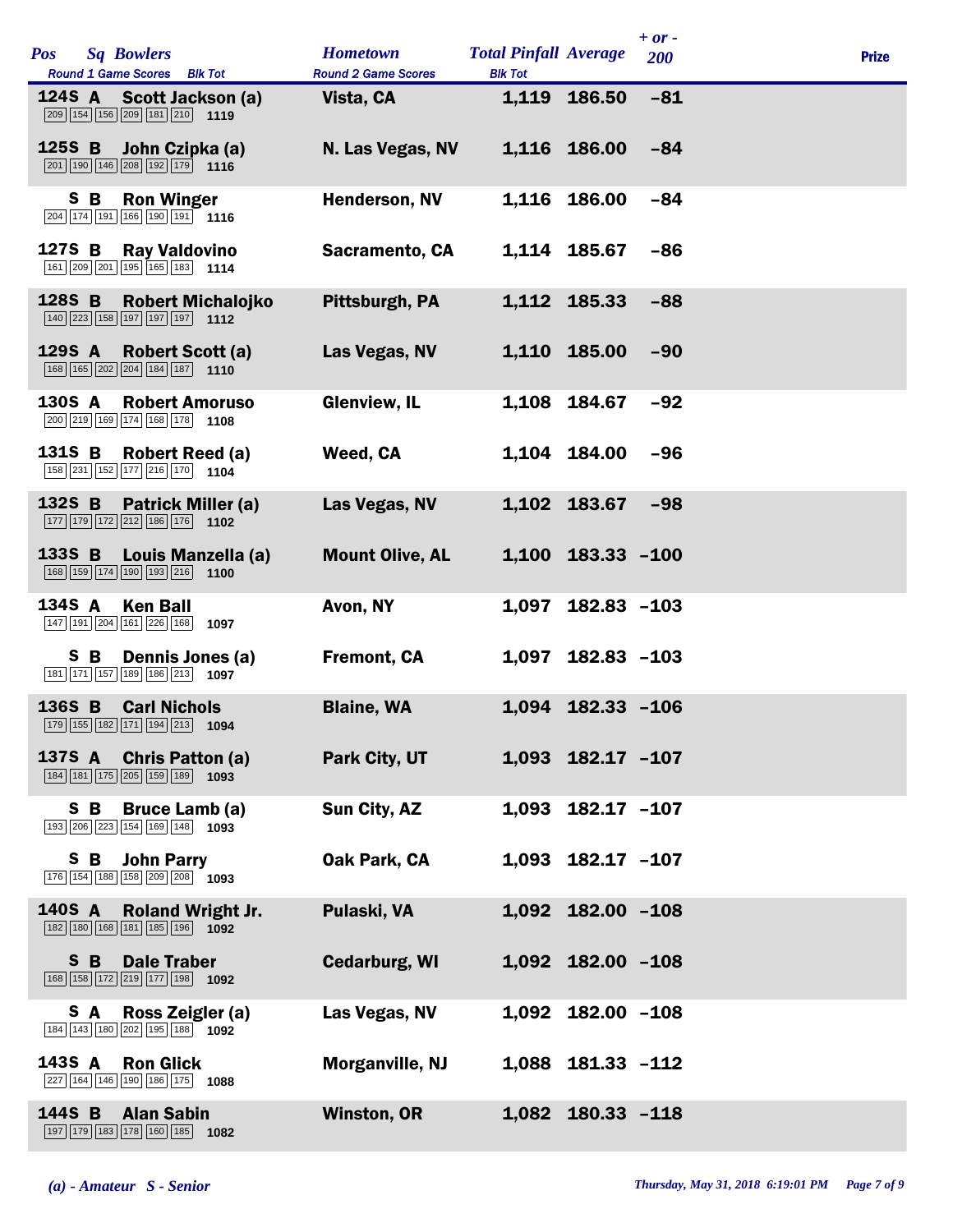| Pos | Sq | Bowlers | Round 1 Game Scores | Blk Tot | Hometown | Total Pinfall | Average | + or - 200 | Prize |
|---|---|---|---|---|---|---|---|---|---|
| 124 | S A | Scott Jackson (a) | 209 154 156 209 181 210 | 1119 | Vista, CA | 1,119 | 186.50 | -81 | |
| 125 | S B | John Czipka (a) | 201 190 146 208 192 179 | 1116 | N. Las Vegas, NV | 1,116 | 186.00 | -84 | |
| | S B | Ron Winger | 204 174 191 166 190 191 | 1116 | Henderson, NV | 1,116 | 186.00 | -84 | |
| 127 | S B | Ray Valdovino | 161 209 201 195 165 183 | 1114 | Sacramento, CA | 1,114 | 185.67 | -86 | |
| 128 | S B | Robert Michalojko | 140 223 158 197 197 197 | 1112 | Pittsburgh, PA | 1,112 | 185.33 | -88 | |
| 129 | S A | Robert Scott (a) | 168 165 202 204 184 187 | 1110 | Las Vegas, NV | 1,110 | 185.00 | -90 | |
| 130 | S A | Robert Amoruso | 200 219 169 174 168 178 | 1108 | Glenview, IL | 1,108 | 184.67 | -92 | |
| 131 | S B | Robert Reed (a) | 158 231 152 177 216 170 | 1104 | Weed, CA | 1,104 | 184.00 | -96 | |
| 132 | S B | Patrick Miller (a) | 177 179 172 212 186 176 | 1102 | Las Vegas, NV | 1,102 | 183.67 | -98 | |
| 133 | S B | Louis Manzella (a) | 168 159 174 190 193 216 | 1100 | Mount Olive, AL | 1,100 | 183.33 | -100 | |
| 134 | S A | Ken Ball | 147 191 204 161 226 168 | 1097 | Avon, NY | 1,097 | 182.83 | -103 | |
| | S B | Dennis Jones (a) | 181 171 157 189 186 213 | 1097 | Fremont, CA | 1,097 | 182.83 | -103 | |
| 136 | S B | Carl Nichols | 179 155 182 171 194 213 | 1094 | Blaine, WA | 1,094 | 182.33 | -106 | |
| 137 | S A | Chris Patton (a) | 184 181 175 205 159 189 | 1093 | Park City, UT | 1,093 | 182.17 | -107 | |
| | S B | Bruce Lamb (a) | 193 206 223 154 169 148 | 1093 | Sun City, AZ | 1,093 | 182.17 | -107 | |
| | S B | John Parry | 176 154 188 158 209 208 | 1093 | Oak Park, CA | 1,093 | 182.17 | -107 | |
| 140 | S A | Roland Wright Jr. | 182 180 168 181 185 196 | 1092 | Pulaski, VA | 1,092 | 182.00 | -108 | |
| | S B | Dale Traber | 168 158 172 219 177 198 | 1092 | Cedarburg, WI | 1,092 | 182.00 | -108 | |
| | S A | Ross Zeigler (a) | 184 143 180 202 195 188 | 1092 | Las Vegas, NV | 1,092 | 182.00 | -108 | |
| 143 | S A | Ron Glick | 227 164 146 190 186 175 | 1088 | Morganville, NJ | 1,088 | 181.33 | -112 | |
| 144 | S B | Alan Sabin | 197 179 183 178 160 185 | 1082 | Winston, OR | 1,082 | 180.33 | -118 | |

*(a) - Amateur S - Senior*

*Thursday, May 31, 2018 6:19:01 PM*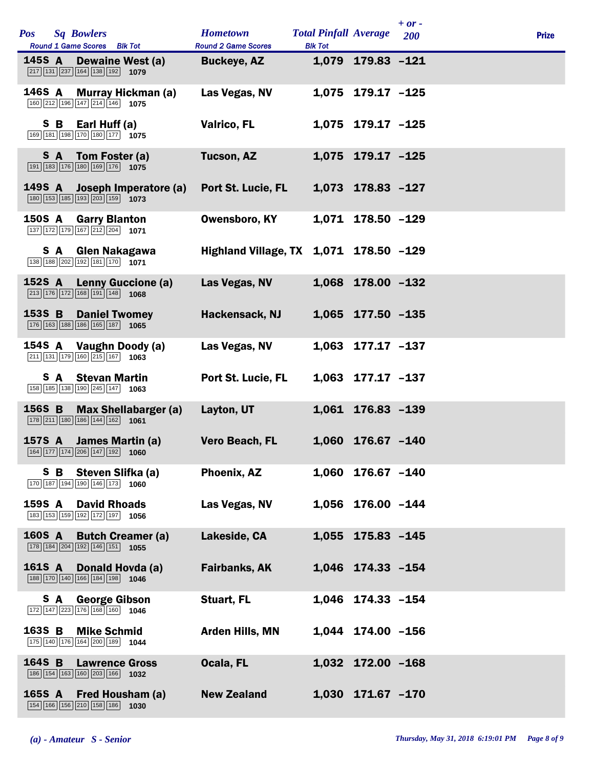| Pos | Sq | Bowlers | Round 1 Game Scores | Blk Tot | Hometown | Total Pinfall | Average | + or - 200 | Prize |
|---|---|---|---|---|---|---|---|---|---|
| 145 | S A | Dewaine West (a) | 217 131 237 164 138 192 | 1079 | Buckeye, AZ | 1,079 | 179.83 | -121 | |
| 146 | S A | Murray Hickman (a) | 160 212 196 147 214 146 | 1075 | Las Vegas, NV | 1,075 | 179.17 | -125 | |
| | S B | Earl Huff (a) | 169 181 198 170 180 177 | 1075 | Valrico, FL | 1,075 | 179.17 | -125 | |
| | S A | Tom Foster (a) | 191 183 176 180 169 176 | 1075 | Tucson, AZ | 1,075 | 179.17 | -125 | |
| 149 | S A | Joseph Imperatore (a) | 180 153 185 193 203 159 | 1073 | Port St. Lucie, FL | 1,073 | 178.83 | -127 | |
| 150 | S A | Garry Blanton | 137 172 179 167 212 204 | 1071 | Owensboro, KY | 1,071 | 178.50 | -129 | |
| | S A | Glen Nakagawa | 138 188 202 192 181 170 | 1071 | Highland Village, TX | 1,071 | 178.50 | -129 | |
| 152 | S A | Lenny Guccione (a) | 213 176 172 168 191 148 | 1068 | Las Vegas, NV | 1,068 | 178.00 | -132 | |
| 153 | S B | Daniel Twomey | 176 163 188 186 165 187 | 1065 | Hackensack, NJ | 1,065 | 177.50 | -135 | |
| 154 | S A | Vaughn Doody (a) | 211 131 179 160 215 167 | 1063 | Las Vegas, NV | 1,063 | 177.17 | -137 | |
| | S A | Stevan Martin | 158 185 138 190 245 147 | 1063 | Port St. Lucie, FL | 1,063 | 177.17 | -137 | |
| 156 | S B | Max Shellabarger (a) | 178 211 180 186 144 162 | 1061 | Layton, UT | 1,061 | 176.83 | -139 | |
| 157 | S A | James Martin (a) | 164 177 174 206 147 192 | 1060 | Vero Beach, FL | 1,060 | 176.67 | -140 | |
| | S B | Steven Slifka (a) | 170 187 194 190 146 173 | 1060 | Phoenix, AZ | 1,060 | 176.67 | -140 | |
| 159 | S A | David Rhoads | 183 153 159 192 172 197 | 1056 | Las Vegas, NV | 1,056 | 176.00 | -144 | |
| 160 | S A | Butch Creamer (a) | 178 184 204 192 146 151 | 1055 | Lakeside, CA | 1,055 | 175.83 | -145 | |
| 161 | S A | Donald Hovda (a) | 188 170 140 166 184 198 | 1046 | Fairbanks, AK | 1,046 | 174.33 | -154 | |
| | S A | George Gibson | 172 147 223 176 168 160 | 1046 | Stuart, FL | 1,046 | 174.33 | -154 | |
| 163 | S B | Mike Schmid | 175 140 176 164 200 189 | 1044 | Arden Hills, MN | 1,044 | 174.00 | -156 | |
| 164 | S B | Lawrence Gross | 186 154 163 160 203 166 | 1032 | Ocala, FL | 1,032 | 172.00 | -168 | |
| 165 | S A | Fred Housham (a) | 154 166 156 210 158 186 | 1030 | New Zealand | 1,030 | 171.67 | -170 | |

*(a) - Amateur S - Senior*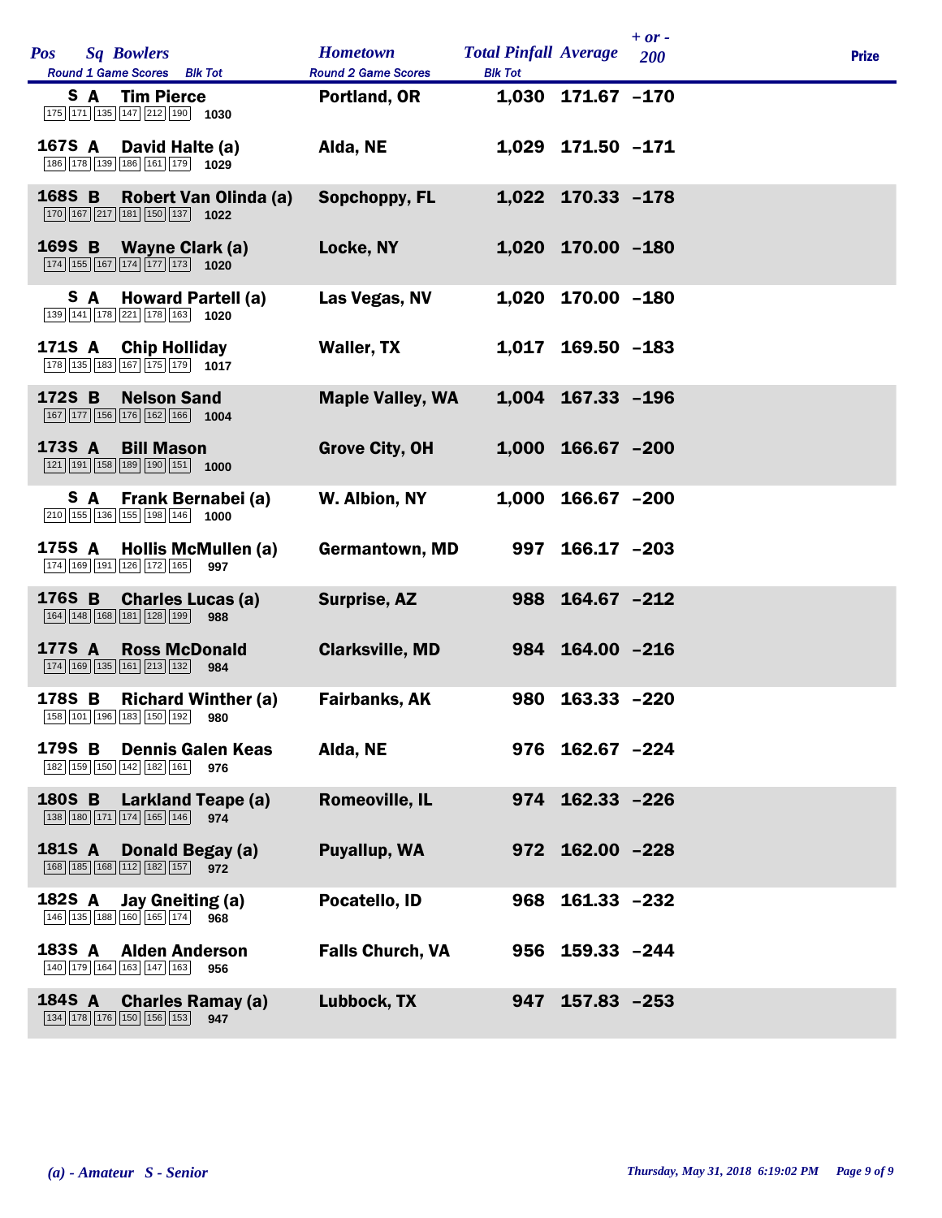| Pos | Sq | Bowlers | Round 1 Game Scores | Blk Tot | Hometown | Total Pinfall | Average | + or - 200 | Prize |
|---|---|---|---|---|---|---|---|---|---|
| | S A | Tim Pierce | 175 171 135 147 212 190 | 1030 | Portland, OR | 1,030 | 171.67 | -170 | |
| 167 | S A | David Halte (a) | 186 178 139 186 161 179 | 1029 | Alda, NE | 1,029 | 171.50 | -171 | |
| 168 | S B | Robert Van Olinda (a) | 170 167 217 181 150 137 | 1022 | Sopchoppy, FL | 1,022 | 170.33 | -178 | |
| 169 | S B | Wayne Clark (a) | 174 155 167 174 177 173 | 1020 | Locke, NY | 1,020 | 170.00 | -180 | |
| | S A | Howard Partell (a) | 139 141 178 221 178 163 | 1020 | Las Vegas, NV | 1,020 | 170.00 | -180 | |
| 171 | S A | Chip Holliday | 178 135 183 167 175 179 | 1017 | Waller, TX | 1,017 | 169.50 | -183 | |
| 172 | S B | Nelson Sand | 167 177 156 176 162 166 | 1004 | Maple Valley, WA | 1,004 | 167.33 | -196 | |
| 173 | S A | Bill Mason | 121 191 158 189 190 151 | 1000 | Grove City, OH | 1,000 | 166.67 | -200 | |
| | S A | Frank Bernabei (a) | 210 155 136 155 198 146 | 1000 | W. Albion, NY | 1,000 | 166.67 | -200 | |
| 175 | S A | Hollis McMullen (a) | 174 169 191 126 172 165 | 997 | Germantown, MD | 997 | 166.17 | -203 | |
| 176 | S B | Charles Lucas (a) | 164 148 168 181 128 199 | 988 | Surprise, AZ | 988 | 164.67 | -212 | |
| 177 | S A | Ross McDonald | 174 169 135 161 213 132 | 984 | Clarksville, MD | 984 | 164.00 | -216 | |
| 178 | S B | Richard Winther (a) | 158 101 196 183 150 192 | 980 | Fairbanks, AK | 980 | 163.33 | -220 | |
| 179 | S B | Dennis Galen Keas | 182 159 150 142 182 161 | 976 | Alda, NE | 976 | 162.67 | -224 | |
| 180 | S B | Larkland Teape (a) | 138 180 171 174 165 146 | 974 | Romeoville, IL | 974 | 162.33 | -226 | |
| 181 | S A | Donald Begay (a) | 168 185 168 112 182 157 | 972 | Puyallup, WA | 972 | 162.00 | -228 | |
| 182 | S A | Jay Gneiting (a) | 146 135 188 160 165 174 | 968 | Pocatello, ID | 968 | 161.33 | -232 | |
| 183 | S A | Alden Anderson | 140 179 164 163 147 163 | 956 | Falls Church, VA | 956 | 159.33 | -244 | |
| 184 | S A | Charles Ramay (a) | 134 178 176 150 156 153 | 947 | Lubbock, TX | 947 | 157.83 | -253 | |

*(a) - Amateur S - Senior*

*Thursday, May 31, 2018 6:19:02 PM*